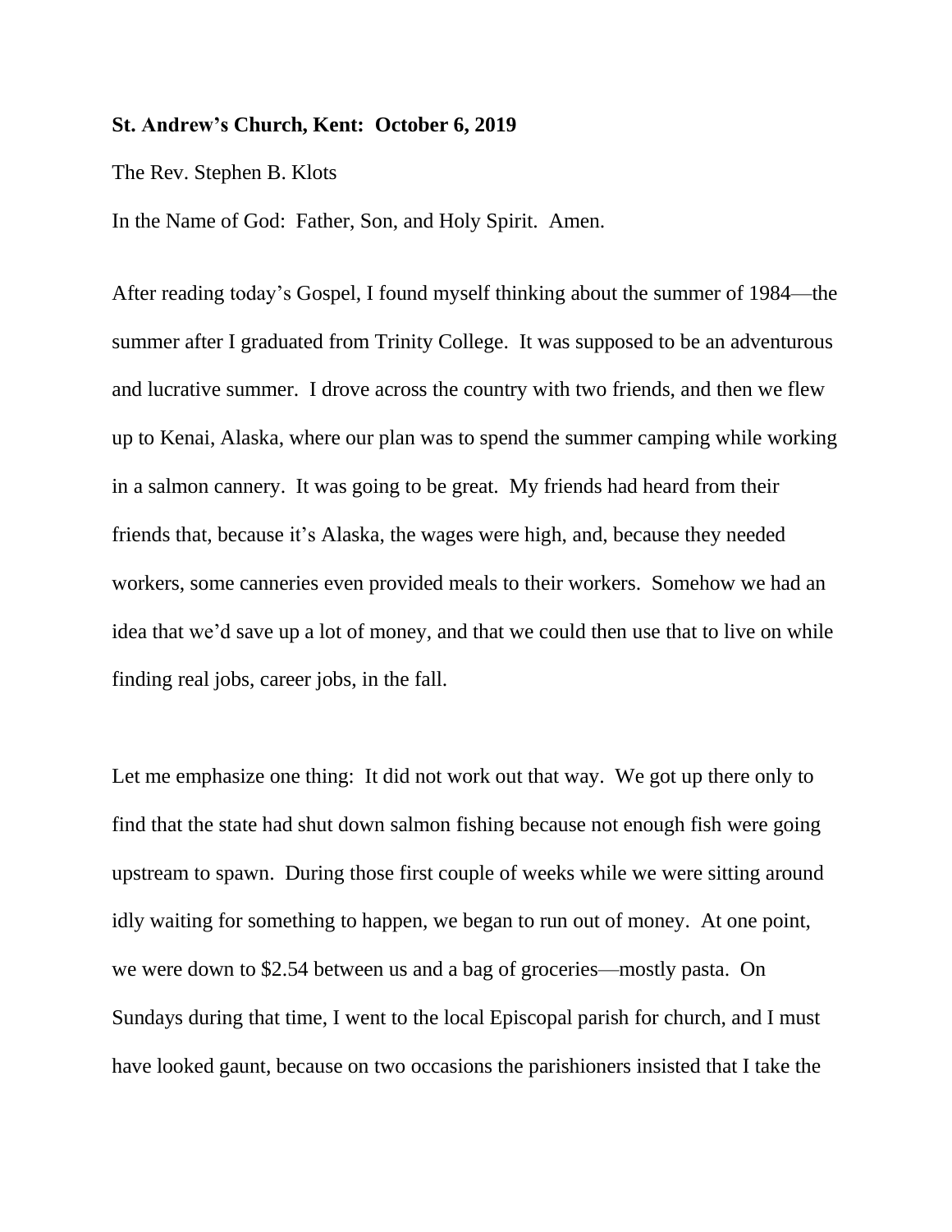**St. Andrew's Church, Kent: October 6, 2019**

The Rev. Stephen B. Klots

In the Name of God: Father, Son, and Holy Spirit. Amen.

After reading today's Gospel, I found myself thinking about the summer of 1984—the summer after I graduated from Trinity College. It was supposed to be an adventurous and lucrative summer. I drove across the country with two friends, and then we flew up to Kenai, Alaska, where our plan was to spend the summer camping while working in a salmon cannery. It was going to be great. My friends had heard from their friends that, because it's Alaska, the wages were high, and, because they needed workers, some canneries even provided meals to their workers. Somehow we had an idea that we'd save up a lot of money, and that we could then use that to live on while finding real jobs, career jobs, in the fall.

Let me emphasize one thing: It did not work out that way. We got up there only to find that the state had shut down salmon fishing because not enough fish were going upstream to spawn. During those first couple of weeks while we were sitting around idly waiting for something to happen, we began to run out of money. At one point, we were down to $2.54 between us and a bag of groceries—mostly pasta. On Sundays during that time, I went to the local Episcopal parish for church, and I must have looked gaunt, because on two occasions the parishioners insisted that I take the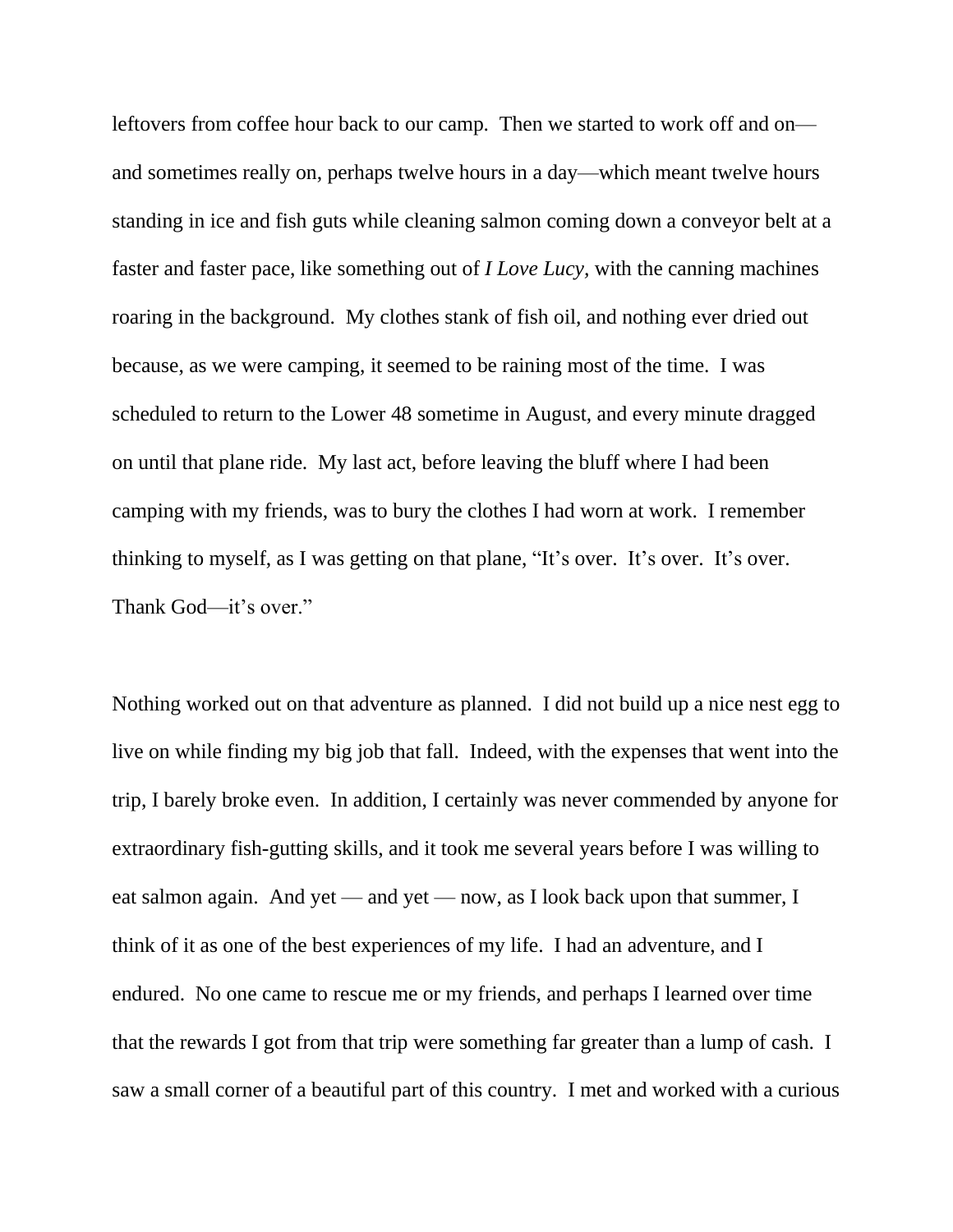leftovers from coffee hour back to our camp. Then we started to work off and on—and sometimes really on, perhaps twelve hours in a day—which meant twelve hours standing in ice and fish guts while cleaning salmon coming down a conveyor belt at a faster and faster pace, like something out of *I Love Lucy*, with the canning machines roaring in the background. My clothes stank of fish oil, and nothing ever dried out because, as we were camping, it seemed to be raining most of the time. I was scheduled to return to the Lower 48 sometime in August, and every minute dragged on until that plane ride. My last act, before leaving the bluff where I had been camping with my friends, was to bury the clothes I had worn at work. I remember thinking to myself, as I was getting on that plane, "It's over. It's over. It's over. Thank God—it's over."

Nothing worked out on that adventure as planned. I did not build up a nice nest egg to live on while finding my big job that fall. Indeed, with the expenses that went into the trip, I barely broke even. In addition, I certainly was never commended by anyone for extraordinary fish-gutting skills, and it took me several years before I was willing to eat salmon again. And yet — and yet — now, as I look back upon that summer, I think of it as one of the best experiences of my life. I had an adventure, and I endured. No one came to rescue me or my friends, and perhaps I learned over time that the rewards I got from that trip were something far greater than a lump of cash. I saw a small corner of a beautiful part of this country. I met and worked with a curious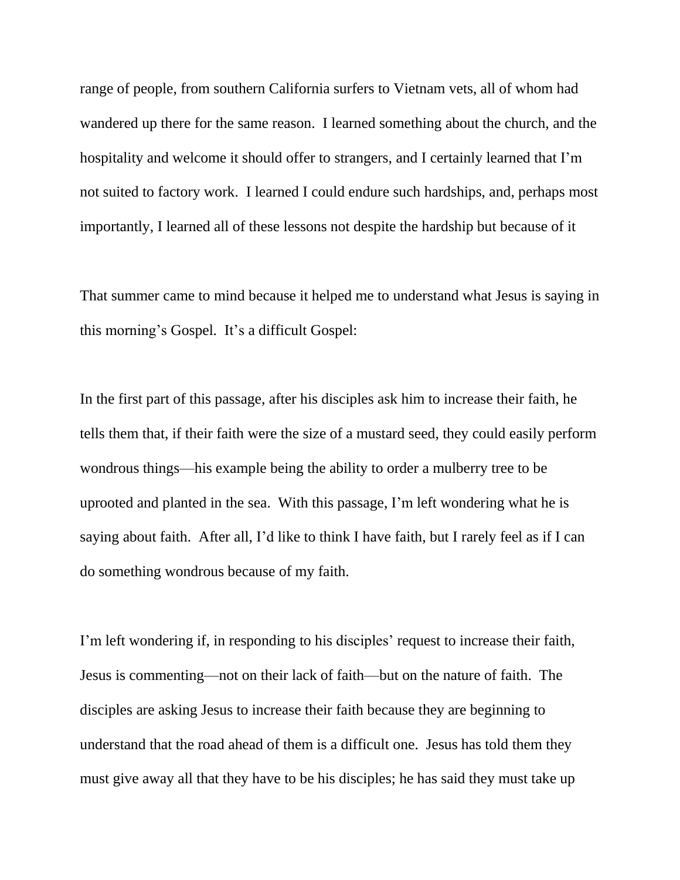range of people, from southern California surfers to Vietnam vets, all of whom had wandered up there for the same reason. I learned something about the church, and the hospitality and welcome it should offer to strangers, and I certainly learned that I'm not suited to factory work. I learned I could endure such hardships, and, perhaps most importantly, I learned all of these lessons not despite the hardship but because of it

That summer came to mind because it helped me to understand what Jesus is saying in this morning's Gospel. It's a difficult Gospel:

In the first part of this passage, after his disciples ask him to increase their faith, he tells them that, if their faith were the size of a mustard seed, they could easily perform wondrous things—his example being the ability to order a mulberry tree to be uprooted and planted in the sea. With this passage, I'm left wondering what he is saying about faith. After all, I'd like to think I have faith, but I rarely feel as if I can do something wondrous because of my faith.

I'm left wondering if, in responding to his disciples' request to increase their faith, Jesus is commenting—not on their lack of faith—but on the nature of faith. The disciples are asking Jesus to increase their faith because they are beginning to understand that the road ahead of them is a difficult one. Jesus has told them they must give away all that they have to be his disciples; he has said they must take up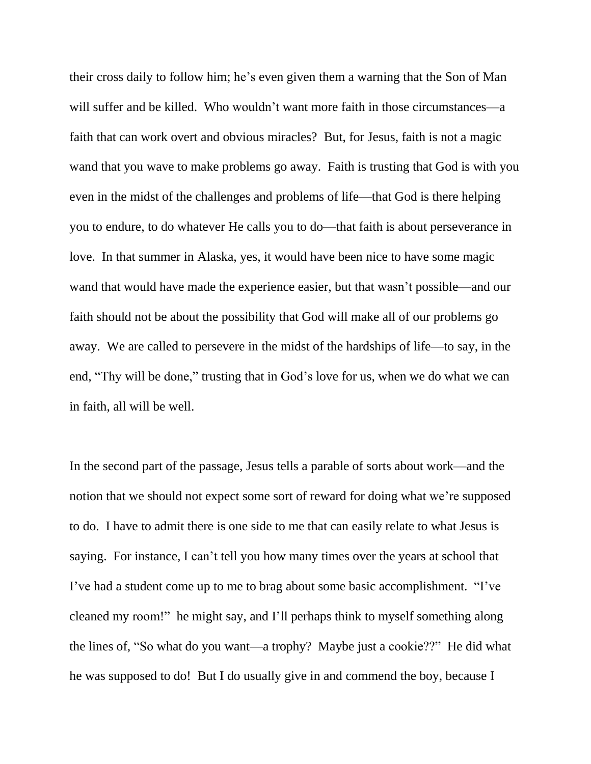their cross daily to follow him; he's even given them a warning that the Son of Man will suffer and be killed. Who wouldn't want more faith in those circumstances—a faith that can work overt and obvious miracles? But, for Jesus, faith is not a magic wand that you wave to make problems go away. Faith is trusting that God is with you even in the midst of the challenges and problems of life—that God is there helping you to endure, to do whatever He calls you to do—that faith is about perseverance in love. In that summer in Alaska, yes, it would have been nice to have some magic wand that would have made the experience easier, but that wasn't possible—and our faith should not be about the possibility that God will make all of our problems go away. We are called to persevere in the midst of the hardships of life—to say, in the end, "Thy will be done," trusting that in God's love for us, when we do what we can in faith, all will be well.

In the second part of the passage, Jesus tells a parable of sorts about work—and the notion that we should not expect some sort of reward for doing what we're supposed to do. I have to admit there is one side to me that can easily relate to what Jesus is saying. For instance, I can't tell you how many times over the years at school that I've had a student come up to me to brag about some basic accomplishment. "I've cleaned my room!" he might say, and I'll perhaps think to myself something along the lines of, "So what do you want—a trophy? Maybe just a cookie??" He did what he was supposed to do! But I do usually give in and commend the boy, because I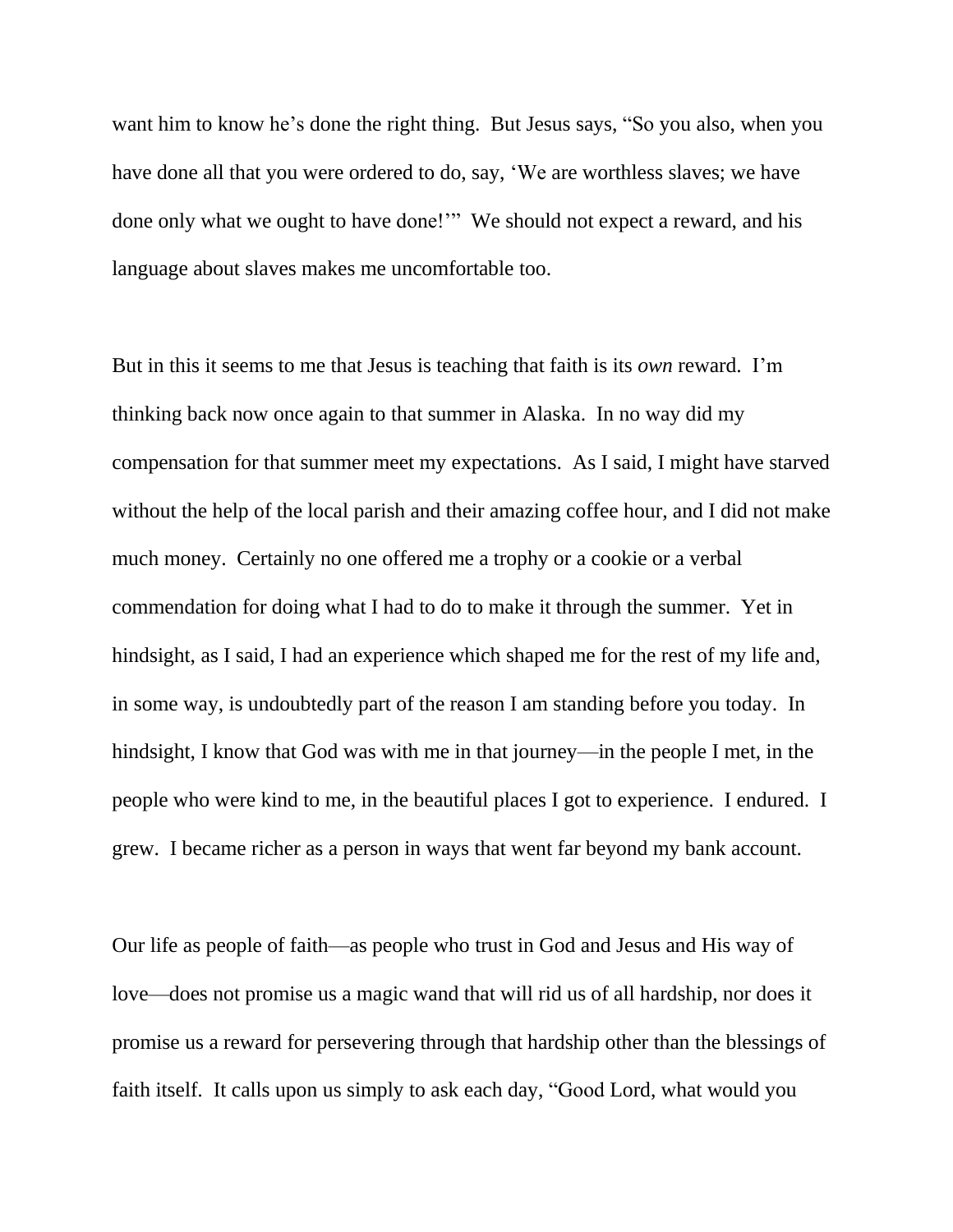want him to know he's done the right thing.  But Jesus says, "So you also, when you have done all that you were ordered to do, say, 'We are worthless slaves; we have done only what we ought to have done!'"  We should not expect a reward, and his language about slaves makes me uncomfortable too.

But in this it seems to me that Jesus is teaching that faith is its *own* reward.  I'm thinking back now once again to that summer in Alaska.  In no way did my compensation for that summer meet my expectations.  As I said, I might have starved without the help of the local parish and their amazing coffee hour, and I did not make much money.  Certainly no one offered me a trophy or a cookie or a verbal commendation for doing what I had to do to make it through the summer.  Yet in hindsight, as I said, I had an experience which shaped me for the rest of my life and, in some way, is undoubtedly part of the reason I am standing before you today.  In hindsight, I know that God was with me in that journey—in the people I met, in the people who were kind to me, in the beautiful places I got to experience.  I endured.  I grew.  I became richer as a person in ways that went far beyond my bank account.

Our life as people of faith—as people who trust in God and Jesus and His way of love—does not promise us a magic wand that will rid us of all hardship, nor does it promise us a reward for persevering through that hardship other than the blessings of faith itself.  It calls upon us simply to ask each day, "Good Lord, what would you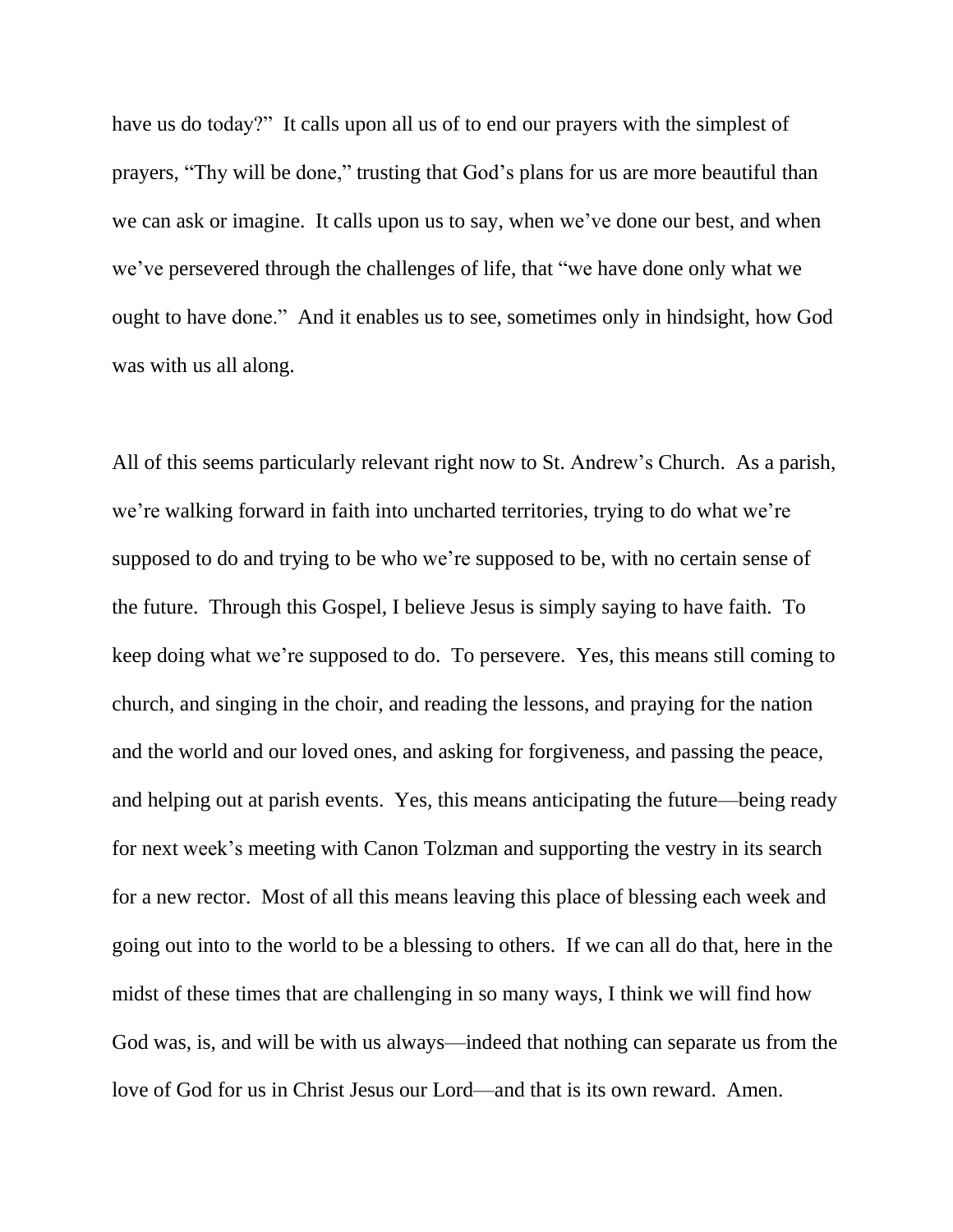have us do today?" It calls upon all us of to end our prayers with the simplest of prayers, "Thy will be done," trusting that God's plans for us are more beautiful than we can ask or imagine. It calls upon us to say, when we've done our best, and when we've persevered through the challenges of life, that "we have done only what we ought to have done." And it enables us to see, sometimes only in hindsight, how God was with us all along.

All of this seems particularly relevant right now to St. Andrew's Church. As a parish, we're walking forward in faith into uncharted territories, trying to do what we're supposed to do and trying to be who we're supposed to be, with no certain sense of the future. Through this Gospel, I believe Jesus is simply saying to have faith. To keep doing what we're supposed to do. To persevere. Yes, this means still coming to church, and singing in the choir, and reading the lessons, and praying for the nation and the world and our loved ones, and asking for forgiveness, and passing the peace, and helping out at parish events. Yes, this means anticipating the future—being ready for next week's meeting with Canon Tolzman and supporting the vestry in its search for a new rector. Most of all this means leaving this place of blessing each week and going out into to the world to be a blessing to others. If we can all do that, here in the midst of these times that are challenging in so many ways, I think we will find how God was, is, and will be with us always—indeed that nothing can separate us from the love of God for us in Christ Jesus our Lord—and that is its own reward. Amen.